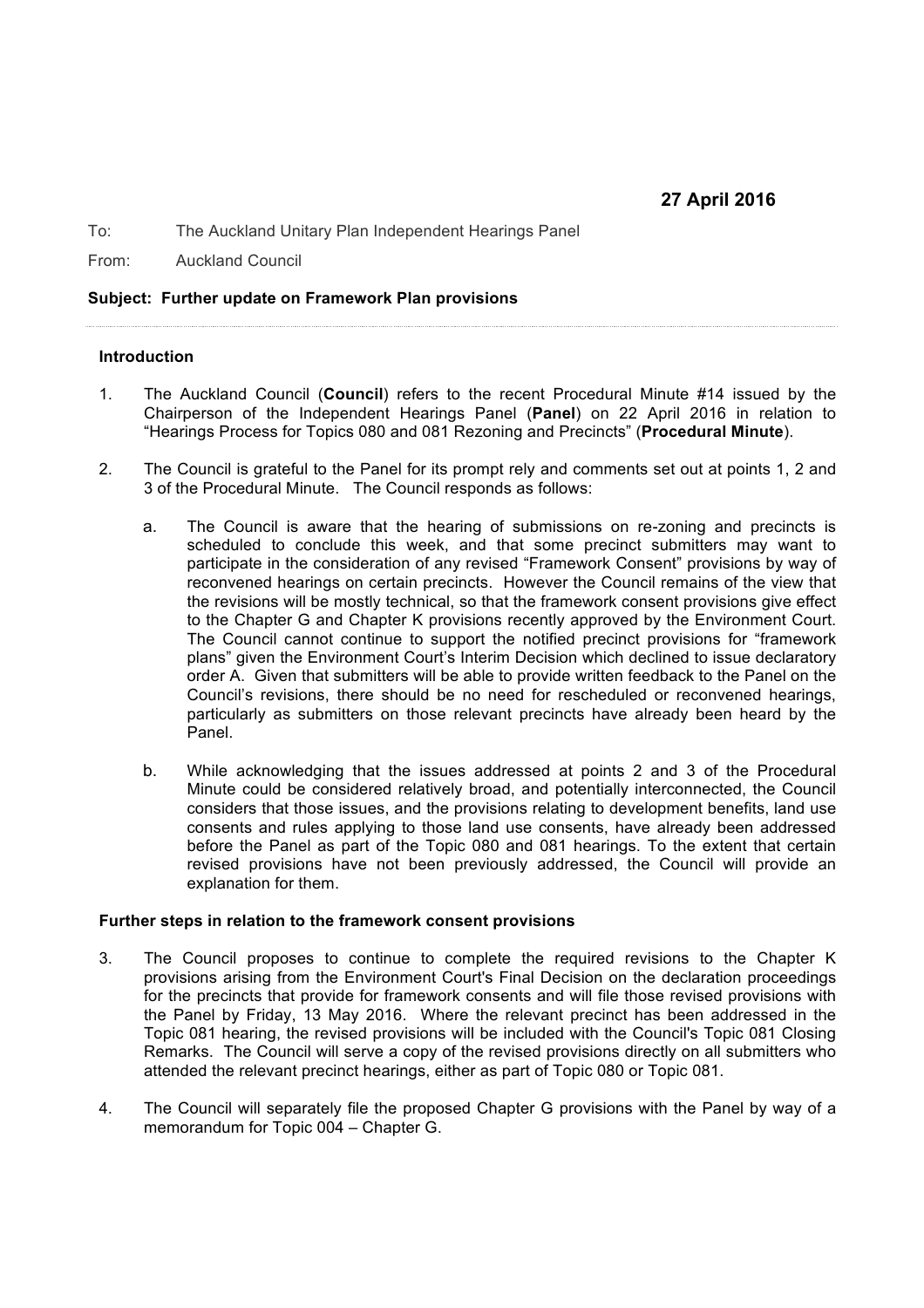**27 April 2016**

To: The Auckland Unitary Plan Independent Hearings Panel

From: Auckland Council

**Subject: Further update on Framework Plan provisions**

---

**Introduction**

1. The Auckland Council (**Council**) refers to the recent Procedural Minute #14 issued by the Chairperson of the Independent Hearings Panel (**Panel**) on 22 April 2016 in relation to "Hearings Process for Topics 080 and 081 Rezoning and Precincts" (**Procedural Minute**).

2. The Council is grateful to the Panel for its prompt rely and comments set out at points 1, 2 and 3 of the Procedural Minute. The Council responds as follows:

   a. The Council is aware that the hearing of submissions on re-zoning and precincts is scheduled to conclude this week, and that some precinct submitters may want to participate in the consideration of any revised "Framework Consent" provisions by way of reconvened hearings on certain precincts. However the Council remains of the view that the revisions will be mostly technical, so that the framework consent provisions give effect to the Chapter G and Chapter K provisions recently approved by the Environment Court. The Council cannot continue to support the notified precinct provisions for "framework plans" given the Environment Court's Interim Decision which declined to issue declaratory order A. Given that submitters will be able to provide written feedback to the Panel on the Council's revisions, there should be no need for rescheduled or reconvened hearings, particularly as submitters on those relevant precincts have already been heard by the Panel.

   b. While acknowledging that the issues addressed at points 2 and 3 of the Procedural Minute could be considered relatively broad, and potentially interconnected, the Council considers that those issues, and the provisions relating to development benefits, land use consents and rules applying to those land use consents, have already been addressed before the Panel as part of the Topic 080 and 081 hearings. To the extent that certain revised provisions have not been previously addressed, the Council will provide an explanation for them.

**Further steps in relation to the framework consent provisions**

3. The Council proposes to continue to complete the required revisions to the Chapter K provisions arising from the Environment Court's Final Decision on the declaration proceedings for the precincts that provide for framework consents and will file those revised provisions with the Panel by Friday, 13 May 2016. Where the relevant precinct has been addressed in the Topic 081 hearing, the revised provisions will be included with the Council's Topic 081 Closing Remarks. The Council will serve a copy of the revised provisions directly on all submitters who attended the relevant precinct hearings, either as part of Topic 080 or Topic 081.

4. The Council will separately file the proposed Chapter G provisions with the Panel by way of a memorandum for Topic 004 – Chapter G.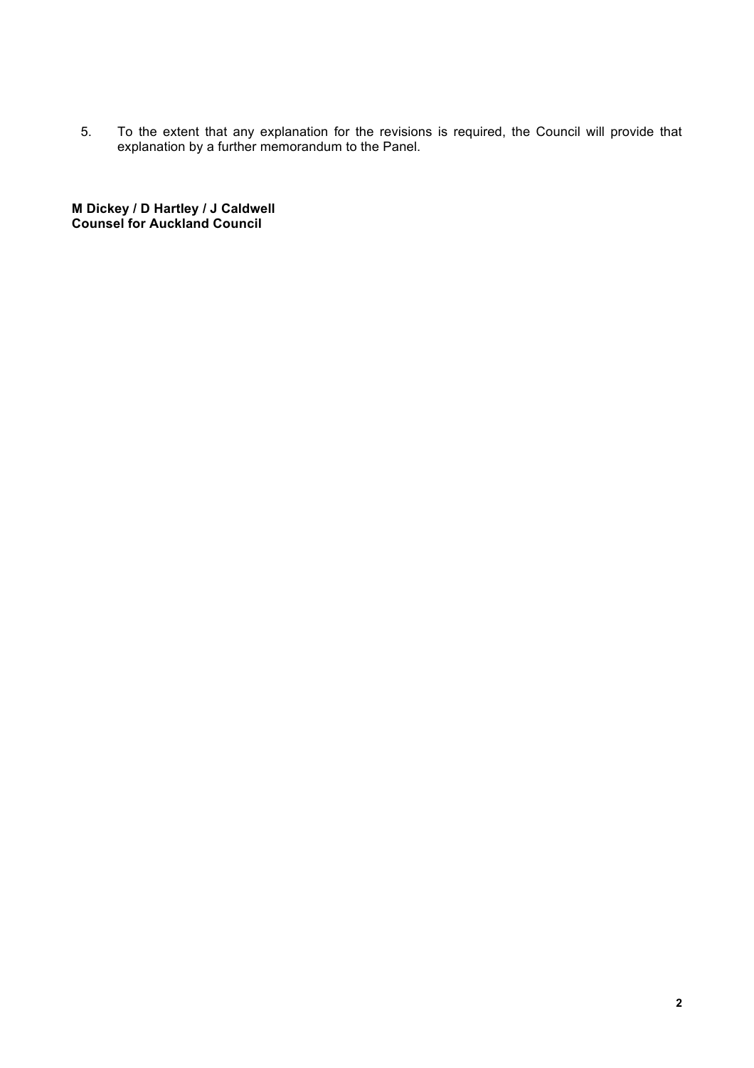5. To the extent that any explanation for the revisions is required, the Council will provide that explanation by a further memorandum to the Panel.

**M Dickey / D Hartley / J Caldwell**
**Counsel for Auckland Council**